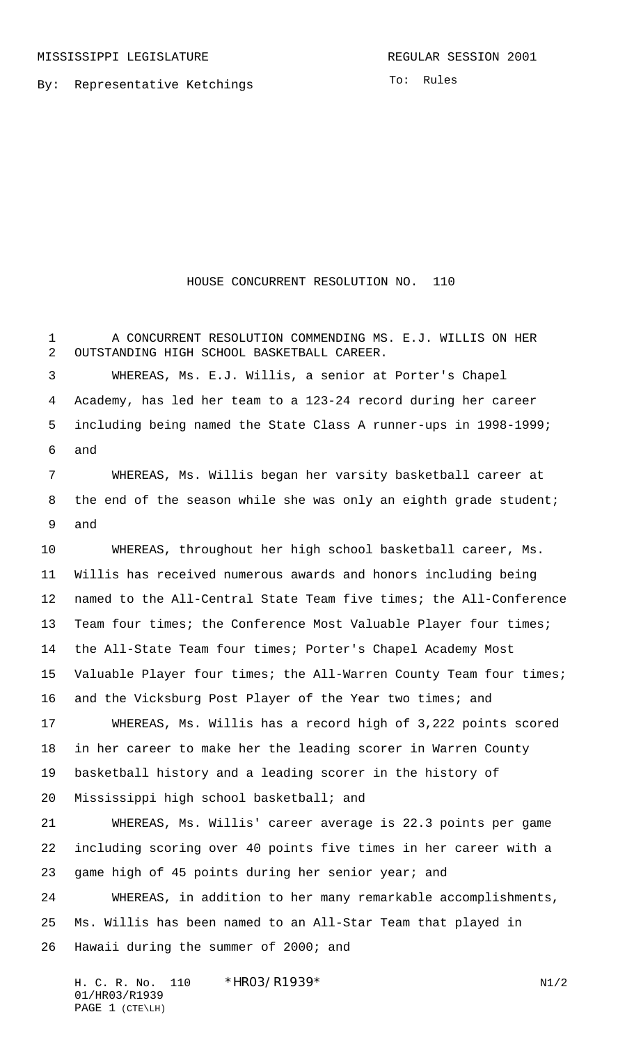MISSISSIPPI LEGISLATURE REGULAR SESSION 2001

By: Representative Ketchings

To: Rules

# HOUSE CONCURRENT RESOLUTION NO. 110

A CONCURRENT RESOLUTION COMMENDING MS. E.J. WILLIS ON HER OUTSTANDING HIGH SCHOOL BASKETBALL CAREER.

WHEREAS, Ms. E.J. Willis, a senior at Porter's Chapel Academy, has led her team to a 123-24 record during her career including being named the State Class A runner-ups in 1998-1999; and

WHEREAS, Ms. Willis began her varsity basketball career at the end of the season while she was only an eighth grade student; and

WHEREAS, throughout her high school basketball career, Ms. Willis has received numerous awards and honors including being named to the All-Central State Team five times; the All-Conference Team four times; the Conference Most Valuable Player four times; the All-State Team four times; Porter's Chapel Academy Most Valuable Player four times; the All-Warren County Team four times; and the Vicksburg Post Player of the Year two times; and

WHEREAS, Ms. Willis has a record high of 3,222 points scored in her career to make her the leading scorer in Warren County basketball history and a leading scorer in the history of Mississippi high school basketball; and

WHEREAS, Ms. Willis' career average is 22.3 points per game including scoring over 40 points five times in her career with a game high of 45 points during her senior year; and

WHEREAS, in addition to her many remarkable accomplishments, Ms. Willis has been named to an All-Star Team that played in Hawaii during the summer of 2000; and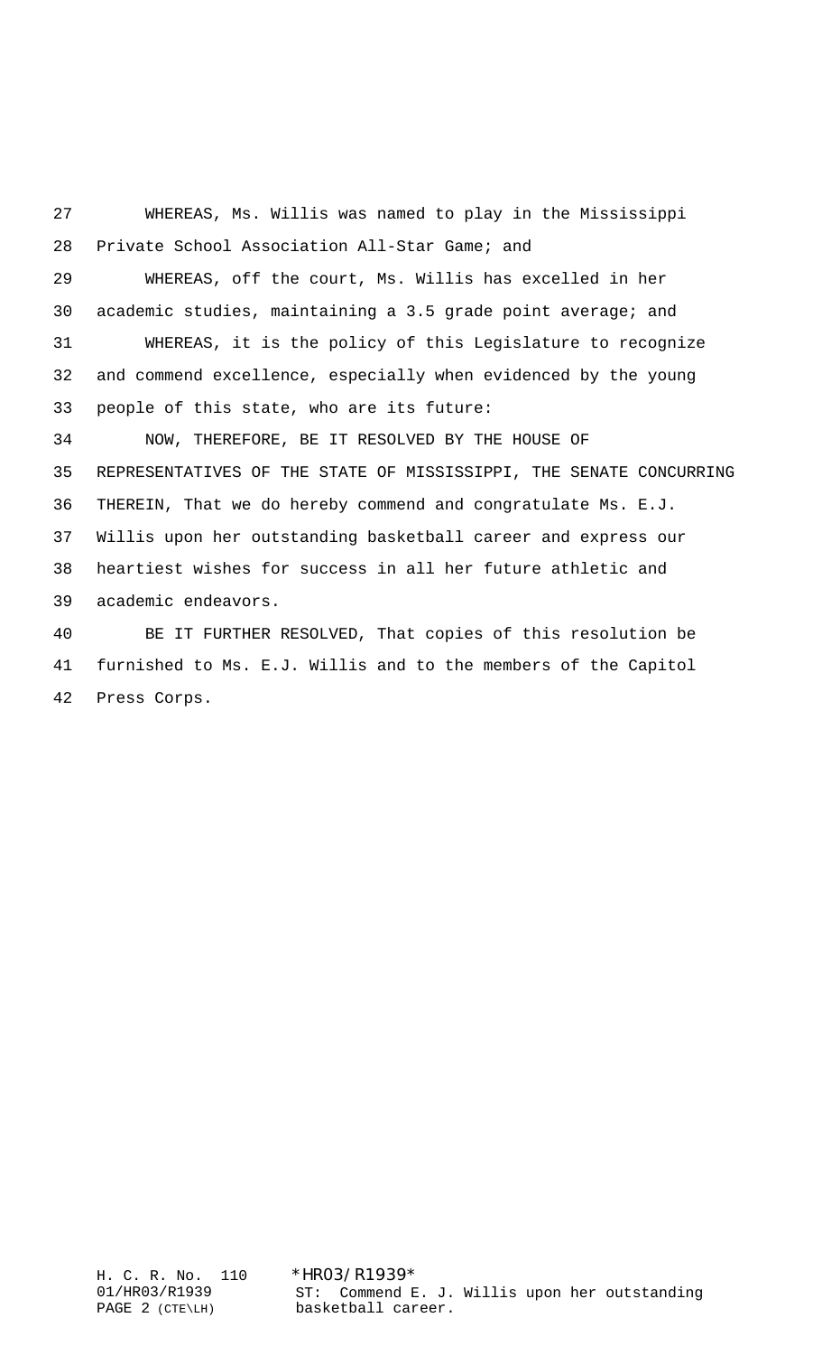WHEREAS, Ms. Willis was named to play in the Mississippi Private School Association All-Star Game; and

WHEREAS, off the court, Ms. Willis has excelled in her academic studies, maintaining a 3.5 grade point average; and

WHEREAS, it is the policy of this Legislature to recognize and commend excellence, especially when evidenced by the young people of this state, who are its future:

NOW, THEREFORE, BE IT RESOLVED BY THE HOUSE OF REPRESENTATIVES OF THE STATE OF MISSISSIPPI, THE SENATE CONCURRING THEREIN, That we do hereby commend and congratulate Ms. E.J. Willis upon her outstanding basketball career and express our heartiest wishes for success in all her future athletic and academic endeavors.

BE IT FURTHER RESOLVED, That copies of this resolution be furnished to Ms. E.J. Willis and to the members of the Capitol Press Corps.